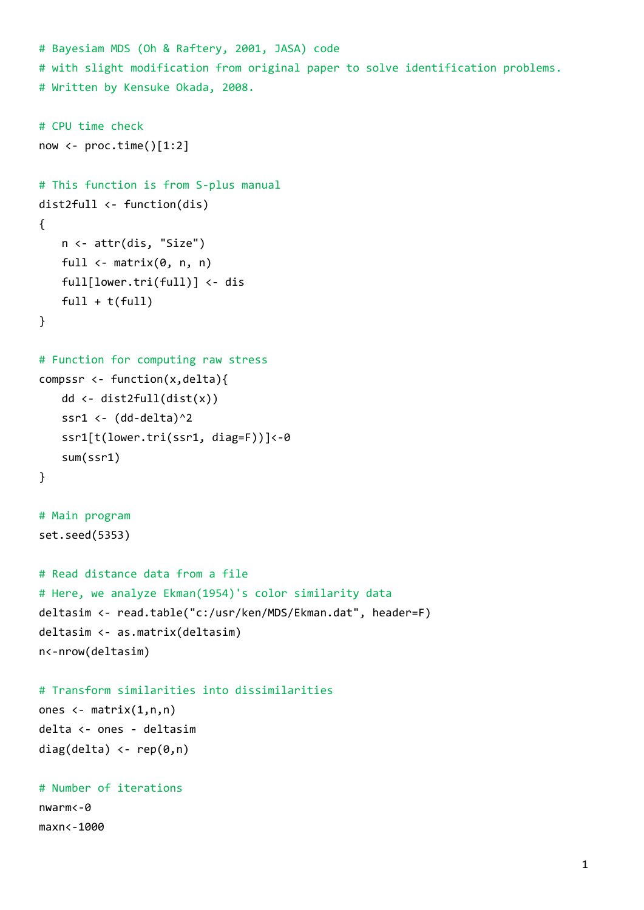```
# Bayesiam MDS (Oh & Raftery, 2001, JASA) code
# with slight modification from original paper to solve identification problems.
# Written by Kensuke Okada, 2008.

# CPU time check
now <- proc.time()[1:2]

# This function is from S-plus manual
dist2full <- function(dis)
{
   n <- attr(dis, "Size")
   full <- matrix(0, n, n)
   full[lower.tri(full)] <- dis
   full + t(full)
}

# Function for computing raw stress
compssr <- function(x,delta){
   dd <- dist2full(dist(x))
   ssr1 <- (dd-delta)^2
   ssr1[t(lower.tri(ssr1, diag=F))]<-0
   sum(ssr1)
}

# Main program
set.seed(5353)

# Read distance data from a file
# Here, we analyze Ekman(1954)'s color similarity data
deltasim <- read.table("c:/usr/ken/MDS/Ekman.dat", header=F)
deltasim <- as.matrix(deltasim)
n<-nrow(deltasim)

# Transform similarities into dissimilarities
ones <- matrix(1,n,n)
delta <- ones - deltasim
diag(delta) <- rep(0,n)

# Number of iterations
nwarm<-0
maxn<-1000
```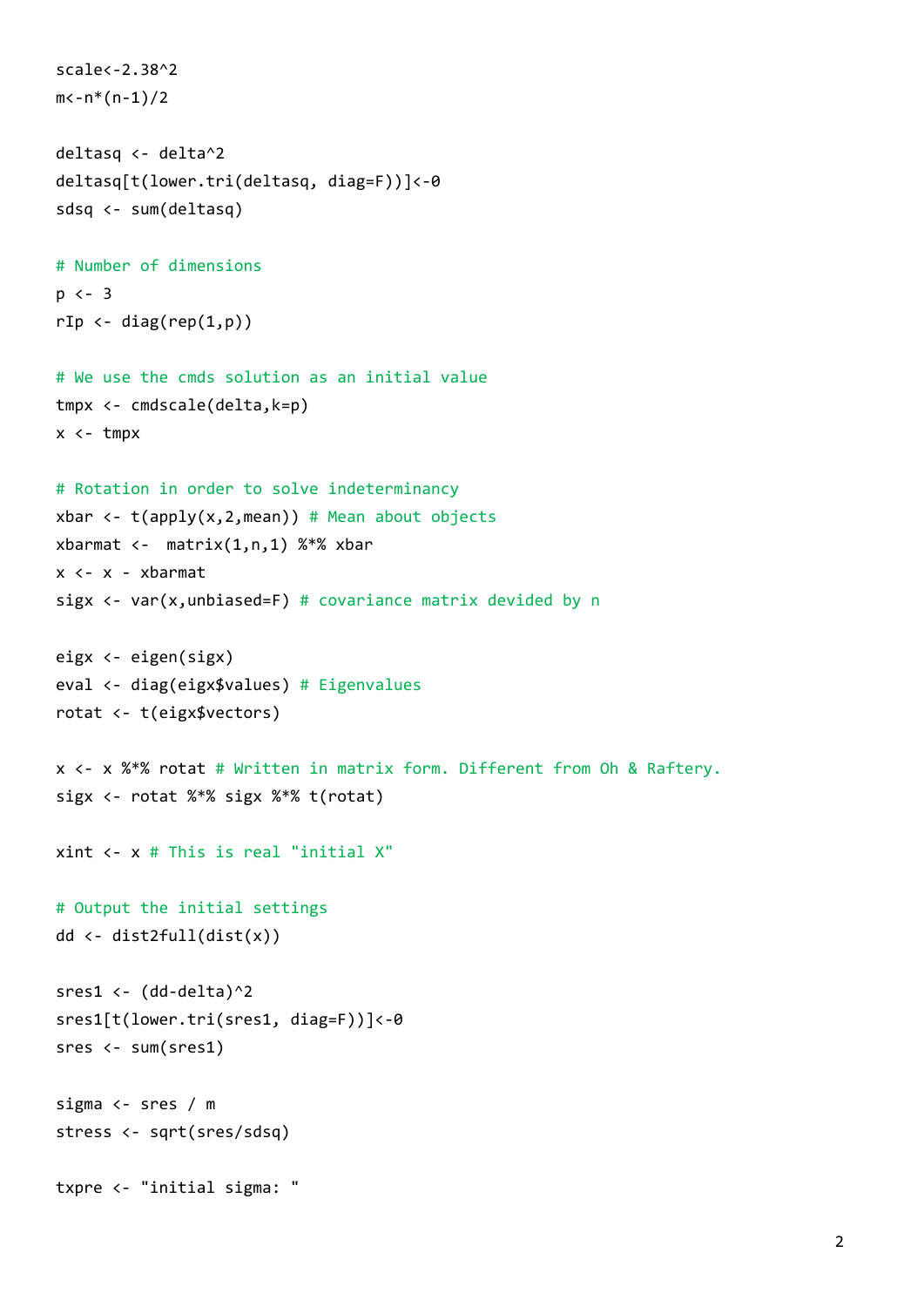```
scale<-2.38^2
m<-n*(n-1)/2

deltasq <- delta^2
deltasq[t(lower.tri(deltasq, diag=F))]<-0
sdsq <- sum(deltasq)

# Number of dimensions
p <- 3
rIp <- diag(rep(1,p))

# We use the cmds solution as an initial value
tmpx <- cmdscale(delta,k=p)
x <- tmpx

# Rotation in order to solve indeterminancy
xbar <- t(apply(x,2,mean)) # Mean about objects
xbarmat <-  matrix(1,n,1) %*% xbar
x <- x - xbarmat
sigx <- var(x,unbiased=F) # covariance matrix devided by n

eigx <- eigen(sigx)
eval <- diag(eigx$values) # Eigenvalues
rotat <- t(eigx$vectors)

x <- x %*% rotat # Written in matrix form. Different from Oh & Raftery.
sigx <- rotat %*% sigx %*% t(rotat)

xint <- x # This is real "initial X"

# Output the initial settings
dd <- dist2full(dist(x))

sres1 <- (dd-delta)^2
sres1[t(lower.tri(sres1, diag=F))]<-0
sres <- sum(sres1)

sigma <- sres / m
stress <- sqrt(sres/sdsq)

txpre <- "initial sigma: "
```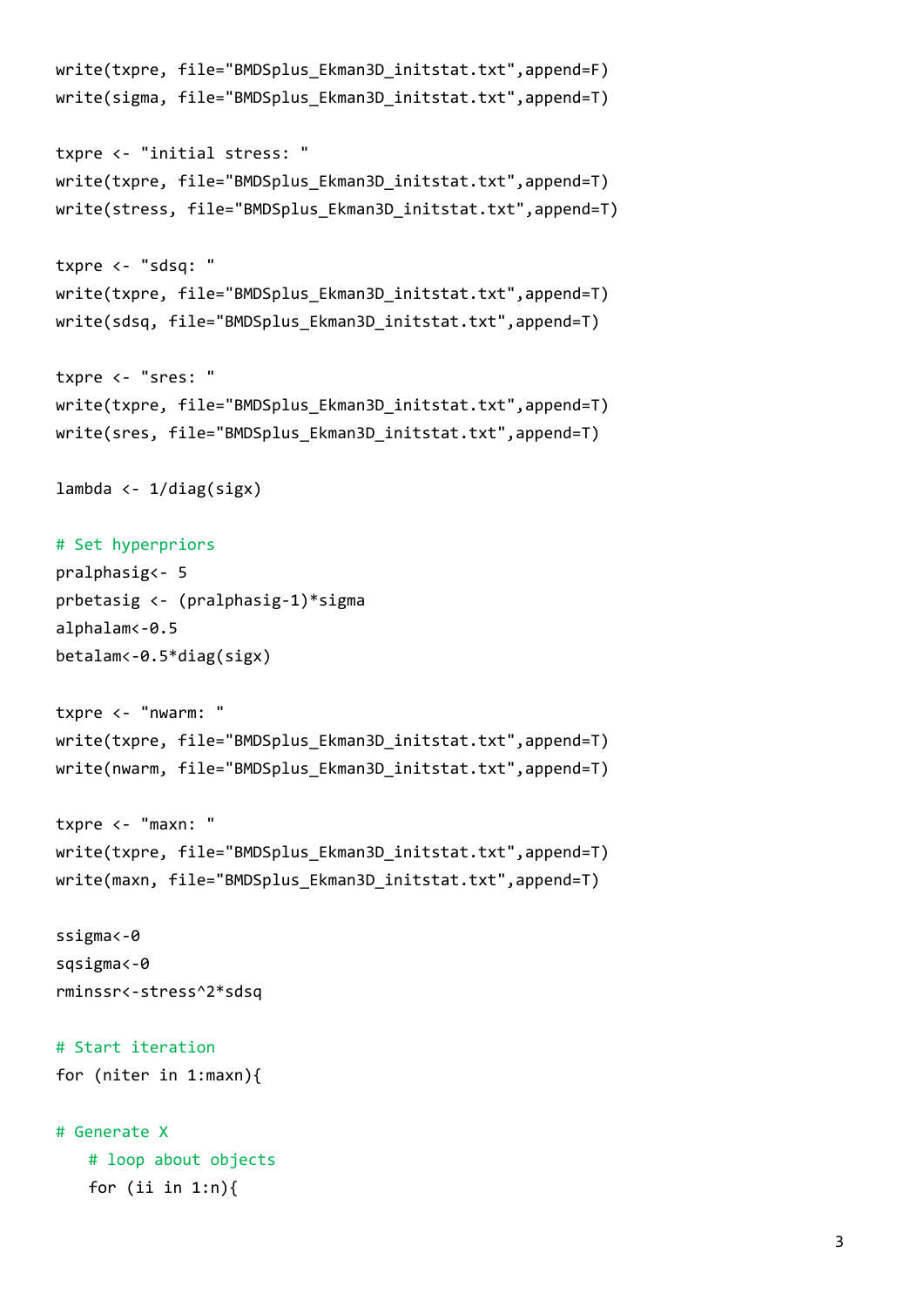```
write(txpre, file="BMDSplus_Ekman3D_initstat.txt",append=F)
write(sigma, file="BMDSplus_Ekman3D_initstat.txt",append=T)

txpre <- "initial stress: "
write(txpre, file="BMDSplus_Ekman3D_initstat.txt",append=T)
write(stress, file="BMDSplus_Ekman3D_initstat.txt",append=T)

txpre <- "sdsq: "
write(txpre, file="BMDSplus_Ekman3D_initstat.txt",append=T)
write(sdsq, file="BMDSplus_Ekman3D_initstat.txt",append=T)

txpre <- "sres: "
write(txpre, file="BMDSplus_Ekman3D_initstat.txt",append=T)
write(sres, file="BMDSplus_Ekman3D_initstat.txt",append=T)

lambda <- 1/diag(sigx)

# Set hyperpriors
pralphasig<- 5
prbetasig <- (pralphasig-1)*sigma
alphalam<-0.5
betalam<-0.5*diag(sigx)

txpre <- "nwarm: "
write(txpre, file="BMDSplus_Ekman3D_initstat.txt",append=T)
write(nwarm, file="BMDSplus_Ekman3D_initstat.txt",append=T)

txpre <- "maxn: "
write(txpre, file="BMDSplus_Ekman3D_initstat.txt",append=T)
write(maxn, file="BMDSplus_Ekman3D_initstat.txt",append=T)

ssigma<-0
sqsigma<-0
rminssr<-stress^2*sdsq

# Start iteration
for (niter in 1:maxn){

# Generate X
   # loop about objects
   for (ii in 1:n){
```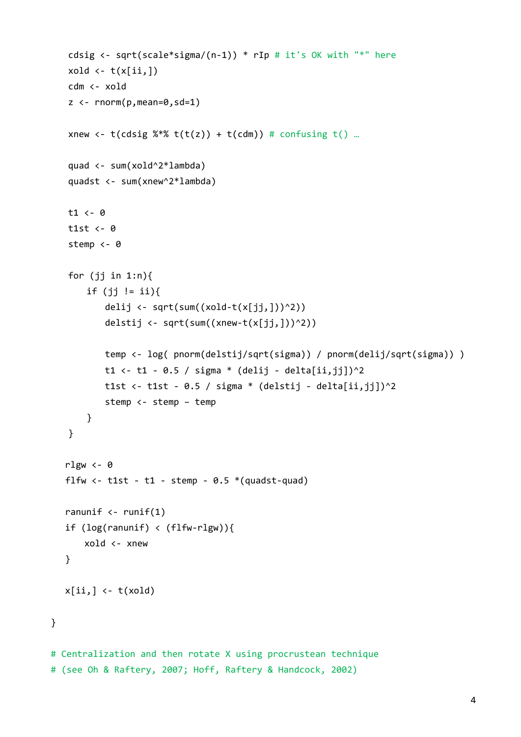```r
    cdsig <- sqrt(scale*sigma/(n-1)) * rIp # it's OK with "*" here
    xold <- t(x[ii,])
    cdm <- xold
    z <- rnorm(p,mean=0,sd=1)

    xnew <- t(cdsig %*% t(t(z)) + t(cdm)) # confusing t() …

    quad <- sum(xold^2*lambda)
    quadst <- sum(xnew^2*lambda)

    t1 <- 0
    t1st <- 0
    stemp <- 0

    for (jj in 1:n){
        if (jj != ii){
            delij <- sqrt(sum((xold-t(x[jj,]))^2))
            delstij <- sqrt(sum((xnew-t(x[jj,]))^2))

            temp <- log( pnorm(delstij/sqrt(sigma)) / pnorm(delij/sqrt(sigma)) )
            t1 <- t1 - 0.5 / sigma * (delij - delta[ii,jj])^2
            t1st <- t1st - 0.5 / sigma * (delstij - delta[ii,jj])^2
            stemp <- stemp – temp
        }
    }

   rlgw <- 0
   flfw <- t1st - t1 - stemp - 0.5 *(quadst-quad)

   ranunif <- runif(1)
   if (log(ranunif) < (flfw-rlgw)){
       xold <- xnew
   }

   x[ii,] <- t(xold)

}

# Centralization and then rotate X using procrustean technique
# (see Oh & Raftery, 2007; Hoff, Raftery & Handcock, 2002)
```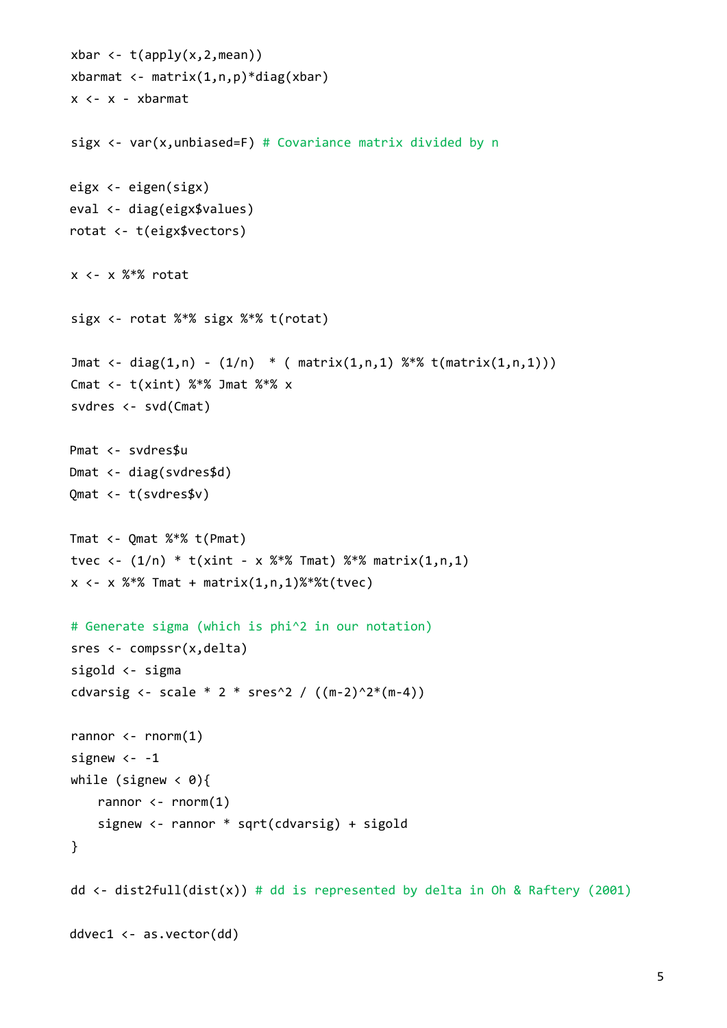```
xbar <- t(apply(x,2,mean))
xbarmat <- matrix(1,n,p)*diag(xbar)
x <- x - xbarmat

sigx <- var(x,unbiased=F) # Covariance matrix divided by n

eigx <- eigen(sigx)
eval <- diag(eigx$values)
rotat <- t(eigx$vectors)

x <- x %*% rotat

sigx <- rotat %*% sigx %*% t(rotat)

Jmat <- diag(1,n) - (1/n)  * ( matrix(1,n,1) %*% t(matrix(1,n,1)))
Cmat <- t(xint) %*% Jmat %*% x
svdres <- svd(Cmat)

Pmat <- svdres$u
Dmat <- diag(svdres$d)
Qmat <- t(svdres$v)

Tmat <- Qmat %*% t(Pmat)
tvec <- (1/n) * t(xint - x %*% Tmat) %*% matrix(1,n,1)
x <- x %*% Tmat + matrix(1,n,1)%*%t(tvec)

# Generate sigma (which is phi^2 in our notation)
sres <- compssr(x,delta)
sigold <- sigma
cdvarsig <- scale * 2 * sres^2 / ((m-2)^2*(m-4))

rannor <- rnorm(1)
signew <- -1
while (signew < 0){
    rannor <- rnorm(1)
    signew <- rannor * sqrt(cdvarsig) + sigold
}

dd <- dist2full(dist(x)) # dd is represented by delta in Oh & Raftery (2001)

ddvec1 <- as.vector(dd)
```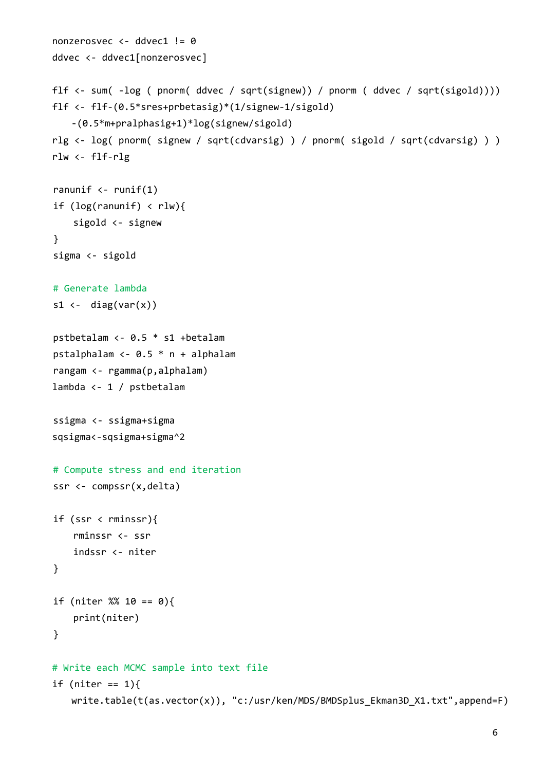```
nonzerosvec <- ddvec1 != 0
ddvec <- ddvec1[nonzerosvec]

flf <- sum( -log ( pnorm( ddvec / sqrt(signew)) / pnorm ( ddvec / sqrt(sigold))))
flf <- flf-(0.5*sres+prbetasig)*(1/signew-1/sigold)
    -(0.5*m+pralphasig+1)*log(signew/sigold)
rlg <- log( pnorm( signew / sqrt(cdvarsig) ) / pnorm( sigold / sqrt(cdvarsig) ) )
rlw <- flf-rlg

ranunif <- runif(1)
if (log(ranunif) < rlw){
    sigold <- signew
}
sigma <- sigold

# Generate lambda
s1 <-  diag(var(x))

pstbetalam <- 0.5 * s1 +betalam
pstalphalam <- 0.5 * n + alphalam
rangam <- rgamma(p,alphalam)
lambda <- 1 / pstbetalam

ssigma <- ssigma+sigma
sqsigma<-sqsigma+sigma^2

# Compute stress and end iteration
ssr <- compssr(x,delta)

if (ssr < rminssr){
    rminssr <- ssr
    indssr <- niter
}

if (niter %% 10 == 0){
    print(niter)
}

# Write each MCMC sample into text file
if (niter == 1){
   write.table(t(as.vector(x)), "c:/usr/ken/MDS/BMDSplus_Ekman3D_X1.txt",append=F)
```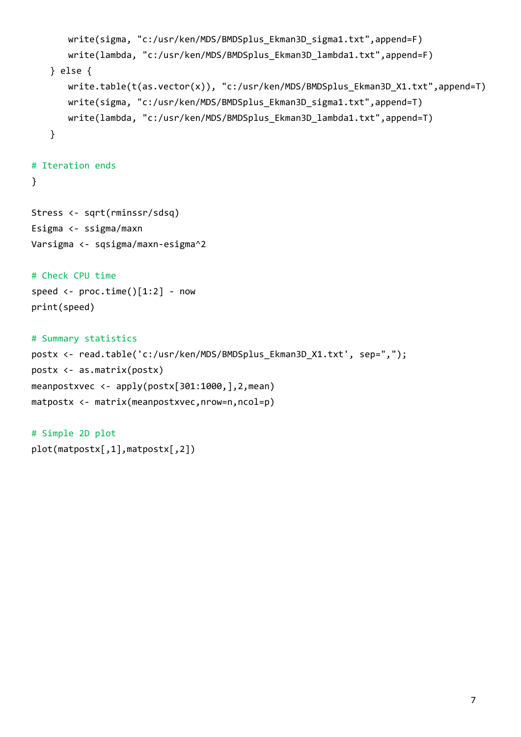```
        write(sigma, "c:/usr/ken/MDS/BMDSplus_Ekman3D_sigma1.txt",append=F)
        write(lambda, "c:/usr/ken/MDS/BMDSplus_Ekman3D_lambda1.txt",append=F)
    } else {
        write.table(t(as.vector(x)), "c:/usr/ken/MDS/BMDSplus_Ekman3D_X1.txt",append=T)
        write(sigma, "c:/usr/ken/MDS/BMDSplus_Ekman3D_sigma1.txt",append=T)
        write(lambda, "c:/usr/ken/MDS/BMDSplus_Ekman3D_lambda1.txt",append=T)
    }

# Iteration ends
}

Stress <- sqrt(rminssr/sdsq)
Esigma <- ssigma/maxn
Varsigma <- sqsigma/maxn-esigma^2

# Check CPU time
speed <- proc.time()[1:2] - now
print(speed)

# Summary statistics
postx <- read.table('c:/usr/ken/MDS/BMDSplus_Ekman3D_X1.txt', sep=",");
postx <- as.matrix(postx)
meanpostxvec <- apply(postx[301:1000,],2,mean)
matpostx <- matrix(meanpostxvec,nrow=n,ncol=p)

# Simple 2D plot
plot(matpostx[,1],matpostx[,2])
```